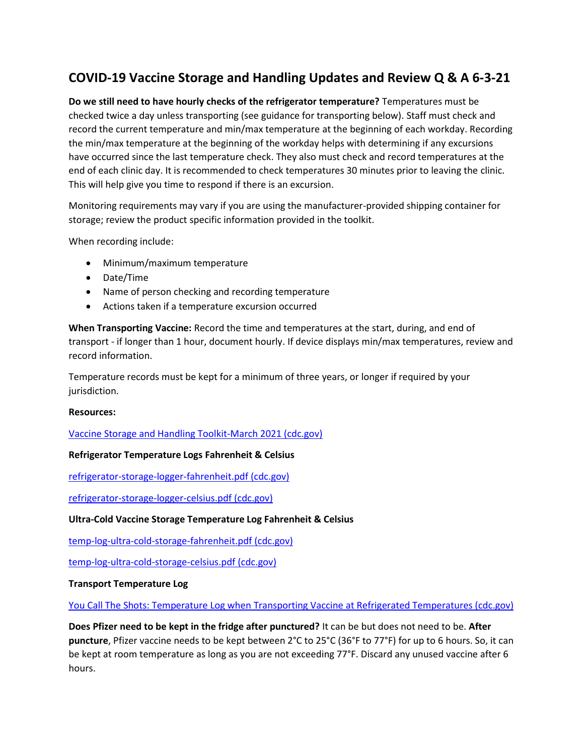# COVID-19 Vaccine Storage and Handling Updates and Review Q & A 6-3-21

**Do we still need to have hourly checks of the refrigerator temperature?** Temperatures must be checked twice a day unless transporting (see guidance for transporting below). Staff must check and record the current temperature and min/max temperature at the beginning of each workday. Recording the min/max temperature at the beginning of the workday helps with determining if any excursions have occurred since the last temperature check. They also must check and record temperatures at the end of each clinic day. It is recommended to check temperatures 30 minutes prior to leaving the clinic. This will help give you time to respond if there is an excursion.

Monitoring requirements may vary if you are using the manufacturer-provided shipping container for storage; review the product specific information provided in the toolkit.

When recording include:

- Minimum/maximum temperature
- Date/Time
- Name of person checking and recording temperature
- Actions taken if a temperature excursion occurred

**When Transporting Vaccine:** Record the time and temperatures at the start, during, and end of transport - if longer than 1 hour, document hourly. If device displays min/max temperatures, review and record information.

Temperature records must be kept for a minimum of three years, or longer if required by your jurisdiction.

**Resources:**

Vaccine Storage and Handling Toolkit-March 2021 (cdc.gov)

**Refrigerator Temperature Logs Fahrenheit & Celsius**

refrigerator-storage-logger-fahrenheit.pdf (cdc.gov)

refrigerator-storage-logger-celsius.pdf (cdc.gov)

**Ultra-Cold Vaccine Storage Temperature Log Fahrenheit & Celsius**

temp-log-ultra-cold-storage-fahrenheit.pdf (cdc.gov)

temp-log-ultra-cold-storage-celsius.pdf (cdc.gov)

**Transport Temperature Log**

You Call The Shots: Temperature Log when Transporting Vaccine at Refrigerated Temperatures (cdc.gov)

**Does Pfizer need to be kept in the fridge after punctured?** It can be but does not need to be. **After puncture**, Pfizer vaccine needs to be kept between 2°C to 25°C (36°F to 77°F) for up to 6 hours. So, it can be kept at room temperature as long as you are not exceeding 77°F. Discard any unused vaccine after 6 hours.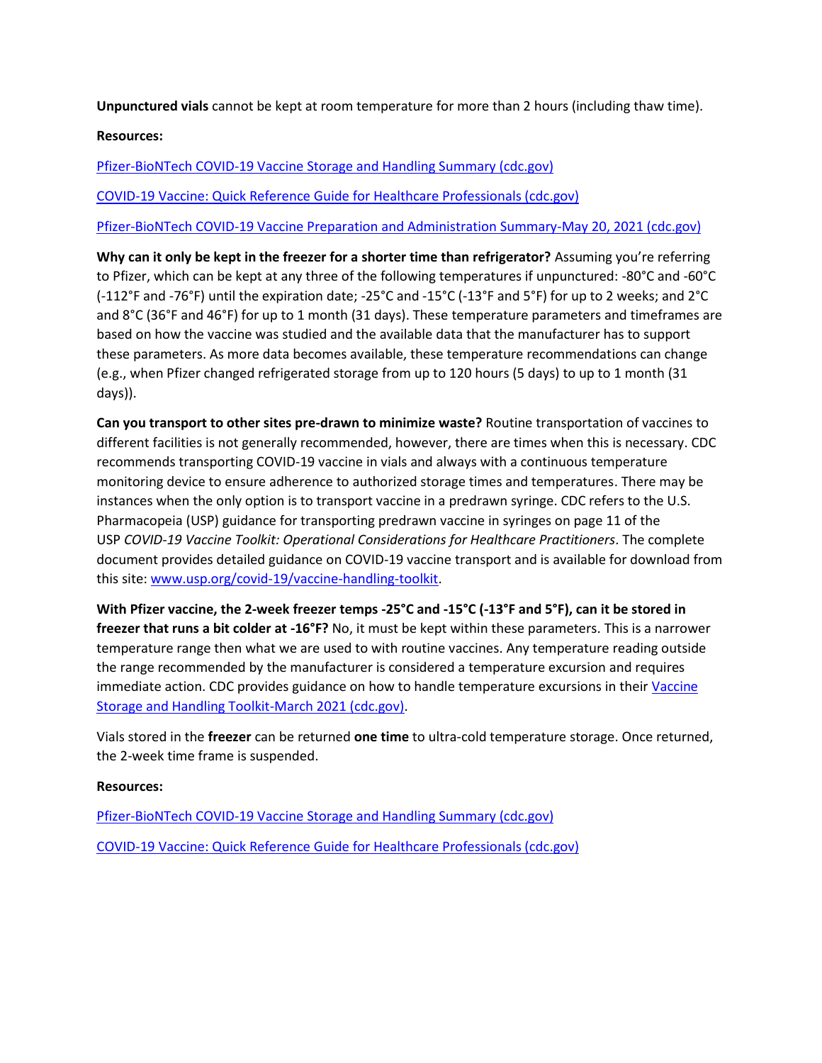**Unpunctured vials** cannot be kept at room temperature for more than 2 hours (including thaw time).

**Resources:**

Pfizer-BioNTech COVID-19 Vaccine Storage and Handling Summary (cdc.gov)

COVID-19 Vaccine: Quick Reference Guide for Healthcare Professionals (cdc.gov)

Pfizer-BioNTech COVID-19 Vaccine Preparation and Administration Summary-May 20, 2021 (cdc.gov)

**Why can it only be kept in the freezer for a shorter time than refrigerator?** Assuming you're referring to Pfizer, which can be kept at any three of the following temperatures if unpunctured: -80°C and -60°C (-112°F and -76°F) until the expiration date; -25°C and -15°C (-13°F and 5°F) for up to 2 weeks; and 2°C and 8°C (36°F and 46°F) for up to 1 month (31 days). These temperature parameters and timeframes are based on how the vaccine was studied and the available data that the manufacturer has to support these parameters. As more data becomes available, these temperature recommendations can change (e.g., when Pfizer changed refrigerated storage from up to 120 hours (5 days) to up to 1 month (31 days)).

**Can you transport to other sites pre-drawn to minimize waste?** Routine transportation of vaccines to different facilities is not generally recommended, however, there are times when this is necessary. CDC recommends transporting COVID-19 vaccine in vials and always with a continuous temperature monitoring device to ensure adherence to authorized storage times and temperatures. There may be instances when the only option is to transport vaccine in a predrawn syringe. CDC refers to the U.S. Pharmacopeia (USP) guidance for transporting predrawn vaccine in syringes on page 11 of the USP *COVID-19 Vaccine Toolkit: Operational Considerations for Healthcare Practitioners*. The complete document provides detailed guidance on COVID-19 vaccine transport and is available for download from this site: www.usp.org/covid-19/vaccine-handling-toolkit.

**With Pfizer vaccine, the 2-week freezer temps -25°C and -15°C (-13°F and 5°F), can it be stored in freezer that runs a bit colder at -16°F?** No, it must be kept within these parameters. This is a narrower temperature range then what we are used to with routine vaccines. Any temperature reading outside the range recommended by the manufacturer is considered a temperature excursion and requires immediate action. CDC provides guidance on how to handle temperature excursions in their Vaccine Storage and Handling Toolkit-March 2021 (cdc.gov).

Vials stored in the **freezer** can be returned **one time** to ultra-cold temperature storage. Once returned, the 2-week time frame is suspended.

**Resources:**

Pfizer-BioNTech COVID-19 Vaccine Storage and Handling Summary (cdc.gov)

COVID-19 Vaccine: Quick Reference Guide for Healthcare Professionals (cdc.gov)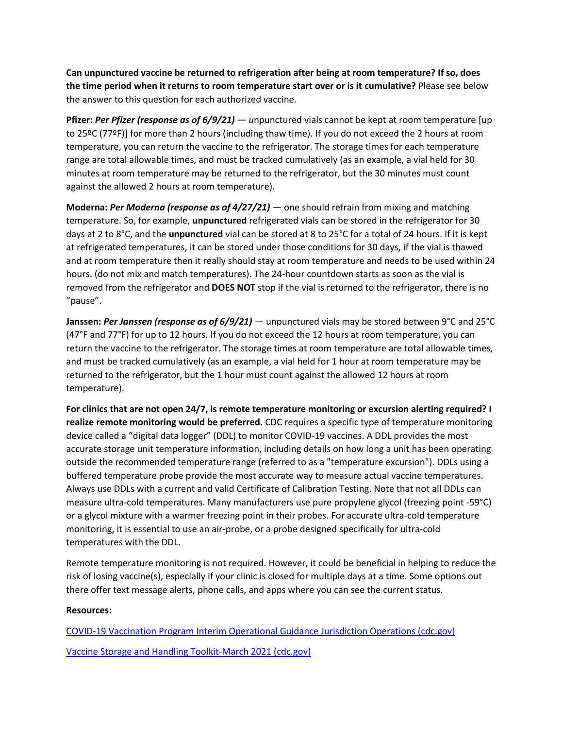**Can unpunctured vaccine be returned to refrigeration after being at room temperature? If so, does the time period when it returns to room temperature start over or is it cumulative?** Please see below the answer to this question for each authorized vaccine.

**Pfizer:** ***Per Pfizer (response as of 6/9/21)*** — *u*npunctured vials cannot be kept at room temperature [up to 25ºC (77ºF)] for more than 2 hours (including thaw time). If you do not exceed the 2 hours at room temperature, you can return the vaccine to the refrigerator. The storage times for each temperature range are total allowable times, and must be tracked cumulatively (as an example, a vial held for 30 minutes at room temperature may be returned to the refrigerator, but the 30 minutes must count against the allowed 2 hours at room temperature).

**Moderna:** ***Per Moderna (response as of 4/27/21)*** — one should refrain from mixing and matching temperature. So, for example, **unpunctured** refrigerated vials can be stored in the refrigerator for 30 days at 2 to 8°C, and the **unpunctured** vial can be stored at 8 to 25°C for a total of 24 hours. If it is kept at refrigerated temperatures, it can be stored under those conditions for 30 days, if the vial is thawed and at room temperature then it really should stay at room temperature and needs to be used within 24 hours. (do not mix and match temperatures). The 24-hour countdown starts as soon as the vial is removed from the refrigerator and **DOES NOT** stop if the vial is returned to the refrigerator, there is no "pause".

**Janssen:** ***Per Janssen (response as of 6/9/21)*** — unpunctured vials may be stored between 9°C and 25°C (47°F and 77°F) for up to 12 hours. If you do not exceed the 12 hours at room temperature, you can return the vaccine to the refrigerator. The storage times at room temperature are total allowable times, and must be tracked cumulatively (as an example, a vial held for 1 hour at room temperature may be returned to the refrigerator, but the 1 hour must count against the allowed 12 hours at room temperature).

**For clinics that are not open 24/7, is remote temperature monitoring or excursion alerting required? I realize remote monitoring would be preferred.** CDC requires a specific type of temperature monitoring device called a "digital data logger" (DDL) to monitor COVID-19 vaccines. A DDL provides the most accurate storage unit temperature information, including details on how long a unit has been operating outside the recommended temperature range (referred to as a "temperature excursion"). DDLs using a buffered temperature probe provide the most accurate way to measure actual vaccine temperatures. Always use DDLs with a current and valid Certificate of Calibration Testing. Note that not all DDLs can measure ultra-cold temperatures. Many manufacturers use pure propylene glycol (freezing point -59°C) or a glycol mixture with a warmer freezing point in their probes. For accurate ultra-cold temperature monitoring, it is essential to use an air-probe, or a probe designed specifically for ultra-cold temperatures with the DDL.

Remote temperature monitoring is not required. However, it could be beneficial in helping to reduce the risk of losing vaccine(s), especially if your clinic is closed for multiple days at a time. Some options out there offer text message alerts, phone calls, and apps where you can see the current status.

**Resources:**

COVID-19 Vaccination Program Interim Operational Guidance Jurisdiction Operations (cdc.gov)

Vaccine Storage and Handling Toolkit-March 2021 (cdc.gov)